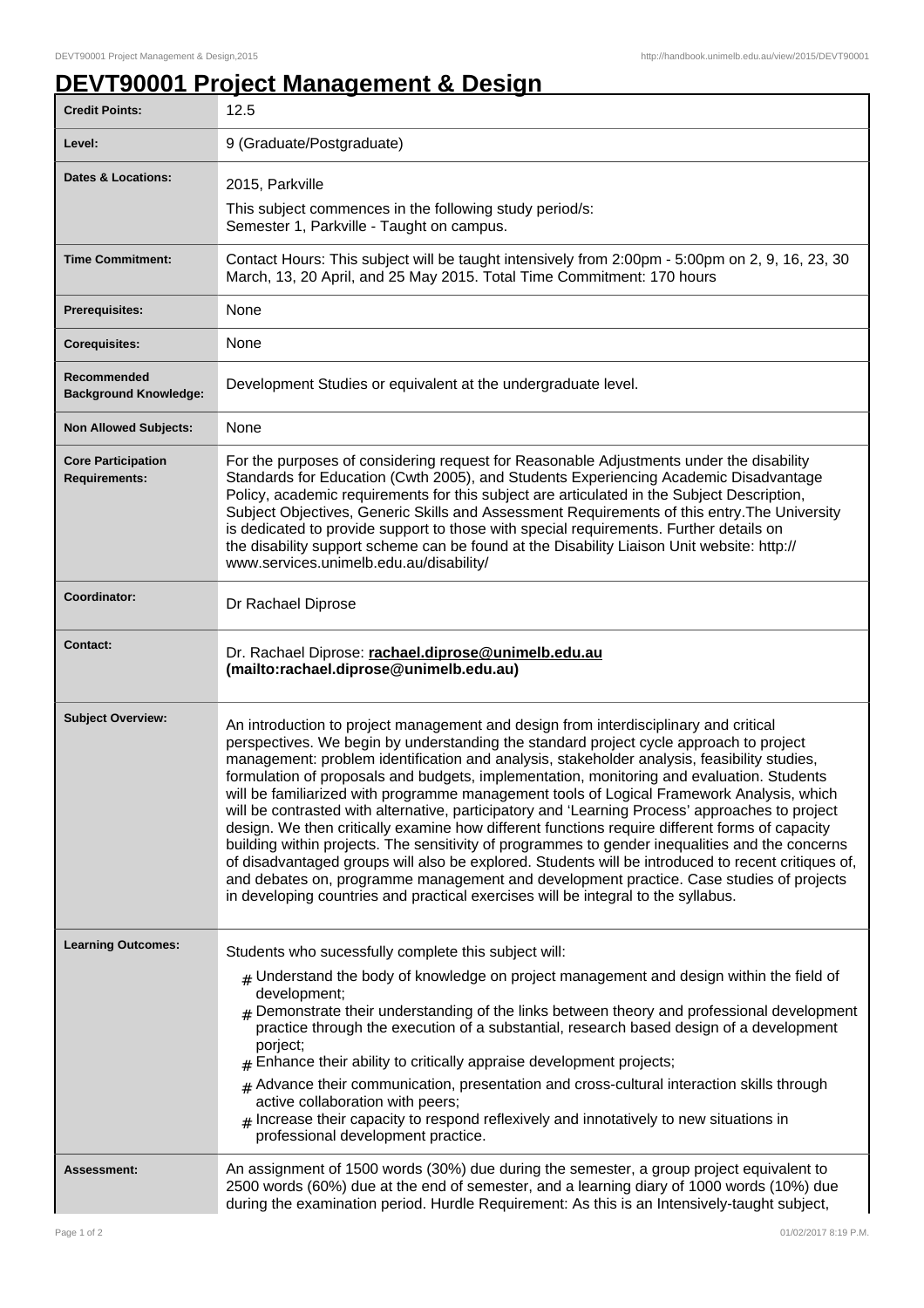# DEVT90001 Project Management & Design

| | |
|---|---|
| **Credit Points:** | 12.5 |
| **Level:** | 9 (Graduate/Postgraduate) |
| **Dates & Locations:** | 2015, Parkville<br>This subject commences in the following study period/s:<br>Semester 1, Parkville - Taught on campus. |
| **Time Commitment:** | Contact Hours: This subject will be taught intensively from 2:00pm - 5:00pm on 2, 9, 16, 23, 30 March, 13, 20 April, and 25 May 2015. Total Time Commitment: 170 hours |
| **Prerequisites:** | None |
| **Corequisites:** | None |
| **Recommended Background Knowledge:** | Development Studies or equivalent at the undergraduate level. |
| **Non Allowed Subjects:** | None |
| **Core Participation Requirements:** | For the purposes of considering request for Reasonable Adjustments under the disability Standards for Education (Cwth 2005), and Students Experiencing Academic Disadvantage Policy, academic requirements for this subject are articulated in the Subject Description, Subject Objectives, Generic Skills and Assessment Requirements of this entry.The University is dedicated to provide support to those with special requirements. Further details on the disability support scheme can be found at the Disability Liaison Unit website: http://www.services.unimelb.edu.au/disability/ |
| **Coordinator:** | Dr Rachael Diprose |
| **Contact:** | Dr. Rachael Diprose: **rachael.diprose@unimelb.edu.au (mailto:rachael.diprose@unimelb.edu.au)** |
| **Subject Overview:** | An introduction to project management and design from interdisciplinary and critical perspectives. We begin by understanding the standard project cycle approach to project management: problem identification and analysis, stakeholder analysis, feasibility studies, formulation of proposals and budgets, implementation, monitoring and evaluation. Students will be familiarized with programme management tools of Logical Framework Analysis, which will be contrasted with alternative, participatory and 'Learning Process' approaches to project design. We then critically examine how different functions require different forms of capacity building within projects. The sensitivity of programmes to gender inequalities and the concerns of disadvantaged groups will also be explored. Students will be introduced to recent critiques of, and debates on, programme management and development practice. Case studies of projects in developing countries and practical exercises will be integral to the syllabus. |
| **Learning Outcomes:** | Students who sucessfully complete this subject will:<br># Understand the body of knowledge on project management and design within the field of development;<br># Demonstrate their understanding of the links between theory and professional development practice through the execution of a substantial, research based design of a development porject;<br># Enhance their ability to critically appraise development projects;<br># Advance their communication, presentation and cross-cultural interaction skills through active collaboration with peers;<br># Increase their capacity to respond reflexively and innotatively to new situations in professional development practice. |
| **Assessment:** | An assignment of 1500 words (30%) due during the semester, a group project equivalent to 2500 words (60%) due at the end of semester, and a learning diary of 1000 words (10%) due during the examination period. Hurdle Requirement: As this is an Intensively-taught subject, |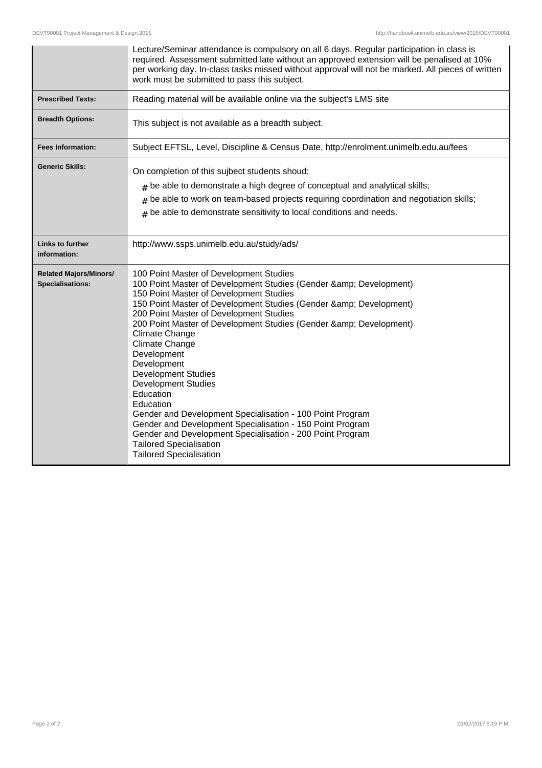| | |
|---|---|
| | Lecture/Seminar attendance is compulsory on all 6 days. Regular participation in class is required. Assessment submitted late without an approved extension will be penalised at 10% per working day. In-class tasks missed without approval will not be marked. All pieces of written work must be submitted to pass this subject. |
| **Prescribed Texts:** | Reading material will be available online via the subject's LMS site |
| **Breadth Options:** | This subject is not available as a breadth subject. |
| **Fees Information:** | Subject EFTSL, Level, Discipline & Census Date, http://enrolment.unimelb.edu.au/fees |
| **Generic Skills:** | On completion of this sujbect students shoud:<br># be able to demonstrate a high degree of conceptual and analytical skills;<br># be able to work on team-based projects requiring coordination and negotiation skills;<br># be able to demonstrate sensitivity to local conditions and needs. |
| **Links to further information:** | http://www.ssps.unimelb.edu.au/study/ads/ |
| **Related Majors/Minors/ Specialisations:** | 100 Point Master of Development Studies<br>100 Point Master of Development Studies (Gender &amp; Development)<br>150 Point Master of Development Studies<br>150 Point Master of Development Studies (Gender &amp; Development)<br>200 Point Master of Development Studies<br>200 Point Master of Development Studies (Gender &amp; Development)<br>Climate Change<br>Climate Change<br>Development<br>Development<br>Development Studies<br>Development Studies<br>Education<br>Education<br>Gender and Development Specialisation - 100 Point Program<br>Gender and Development Specialisation - 150 Point Program<br>Gender and Development Specialisation - 200 Point Program<br>Tailored Specialisation<br>Tailored Specialisation |